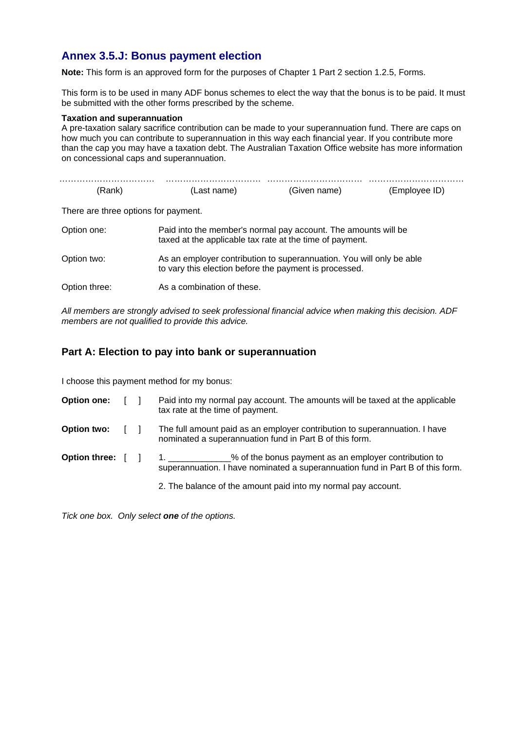## Annex 3.5.J: Bonus payment election

**Note:** This form is an approved form for the purposes of Chapter 1 Part 2 section 1.2.5, Forms.

This form is to be used in many ADF bonus schemes to elect the way that the bonus is to be paid. It must be submitted with the other forms prescribed by the scheme.

**Taxation and superannuation**

A pre-taxation salary sacrifice contribution can be made to your superannuation fund. There are caps on how much you can contribute to superannuation in this way each financial year. If you contribute more than the cap you may have a taxation debt. The Australian Taxation Office website has more information on concessional caps and superannuation.

| …………………………… | …………………………… | …………………………… | …………………………… |
|---|---|---|---|
| (Rank) | (Last name) | (Given name) | (Employee ID) |

There are three options for payment.

| | |
|---|---|
| Option one: | Paid into the member's normal pay account. The amounts will be taxed at the applicable tax rate at the time of payment. |
| Option two: | As an employer contribution to superannuation. You will only be able to vary this election before the payment is processed. |
| Option three: | As a combination of these. |

*All members are strongly advised to seek professional financial advice when making this decision. ADF members are not qualified to provide this advice.*

### Part A: Election to pay into bank or superannuation

I choose this payment method for my bonus:

| | | |
|---|---|---|
| **Option one:** | [ ] | Paid into my normal pay account. The amounts will be taxed at the applicable tax rate at the time of payment. |
| **Option two:** | [ ] | The full amount paid as an employer contribution to superannuation. I have nominated a superannuation fund in Part B of this form. |
| **Option three:** | [ ] | 1. _____________% of the bonus payment as an employer contribution to superannuation. I have nominated a superannuation fund in Part B of this form. |
| | | 2. The balance of the amount paid into my normal pay account. |

*Tick one box. Only select **one** of the options.*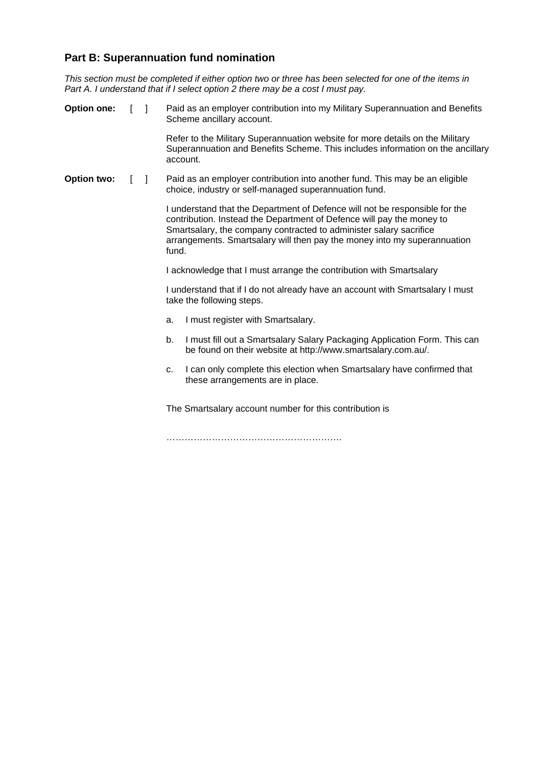## Part B: Superannuation fund nomination

*This section must be completed if either option two or three has been selected for one of the items in Part A. I understand that if I select option 2 there may be a cost I must pay.*

**Option one:** [ ] Paid as an employer contribution into my Military Superannuation and Benefits Scheme ancillary account.

Refer to the Military Superannuation website for more details on the Military Superannuation and Benefits Scheme. This includes information on the ancillary account.

**Option two:** [ ] Paid as an employer contribution into another fund. This may be an eligible choice, industry or self-managed superannuation fund.

I understand that the Department of Defence will not be responsible for the contribution. Instead the Department of Defence will pay the money to Smartsalary, the company contracted to administer salary sacrifice arrangements. Smartsalary will then pay the money into my superannuation fund.

I acknowledge that I must arrange the contribution with Smartsalary

I understand that if I do not already have an account with Smartsalary I must take the following steps.

a. I must register with Smartsalary.

b. I must fill out a Smartsalary Salary Packaging Application Form. This can be found on their website at http://www.smartsalary.com.au/.

c. I can only complete this election when Smartsalary have confirmed that these arrangements are in place.

The Smartsalary account number for this contribution is

…………………………………………………